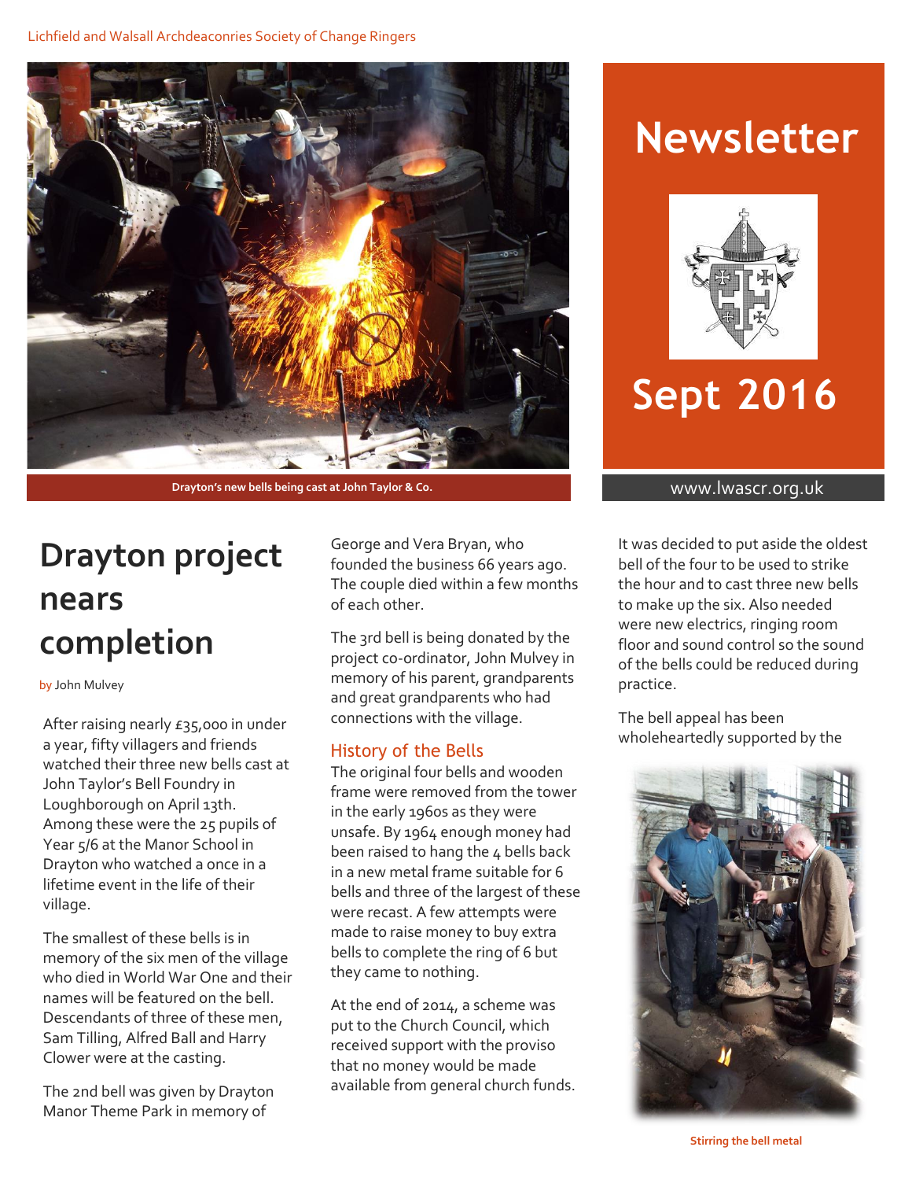Lichfield and Walsall Archdeaconries Society of Change Ringers

# Newsletter

# Sept 2016

www.lwascr.org.uk

Drayton's new bells being cast at John Taylor & Co.

# Drayton project nears completion

by John Mulvey

After raising nearly £35,000 in under a year, fifty villagers and friends watched their three new bells cast at John Taylor's Bell Foundry in Loughborough on April 13th. Among these were the 25 pupils of Year 5/6 at the Manor School in Drayton who watched a once in a lifetime event in the life of their village.

The smallest of these bells is in memory of the six men of the village who died in World War One and their names will be featured on the bell. Descendants of three of these men, Sam Tilling, Alfred Ball and Harry Clower were at the casting.

The 2nd bell was given by Drayton Manor Theme Park in memory of George and Vera Bryan, who founded the business 66 years ago. The couple died within a few months of each other.

The 3rd bell is being donated by the project co-ordinator, John Mulvey in memory of his parent, grandparents and great grandparents who had connections with the village.

## History of the Bells

The original four bells and wooden frame were removed from the tower in the early 1960s as they were unsafe. By 1964 enough money had been raised to hang the 4 bells back in a new metal frame suitable for 6 bells and three of the largest of these were recast. A few attempts were made to raise money to buy extra bells to complete the ring of 6 but they came to nothing.

At the end of 2014, a scheme was put to the Church Council, which received support with the proviso that no money would be made available from general church funds.

It was decided to put aside the oldest bell of the four to be used to strike the hour and to cast three new bells to make up the six. Also needed were new electrics, ringing room floor and sound control so the sound of the bells could be reduced during practice.

The bell appeal has been wholeheartedly supported by the

Stirring the bell metal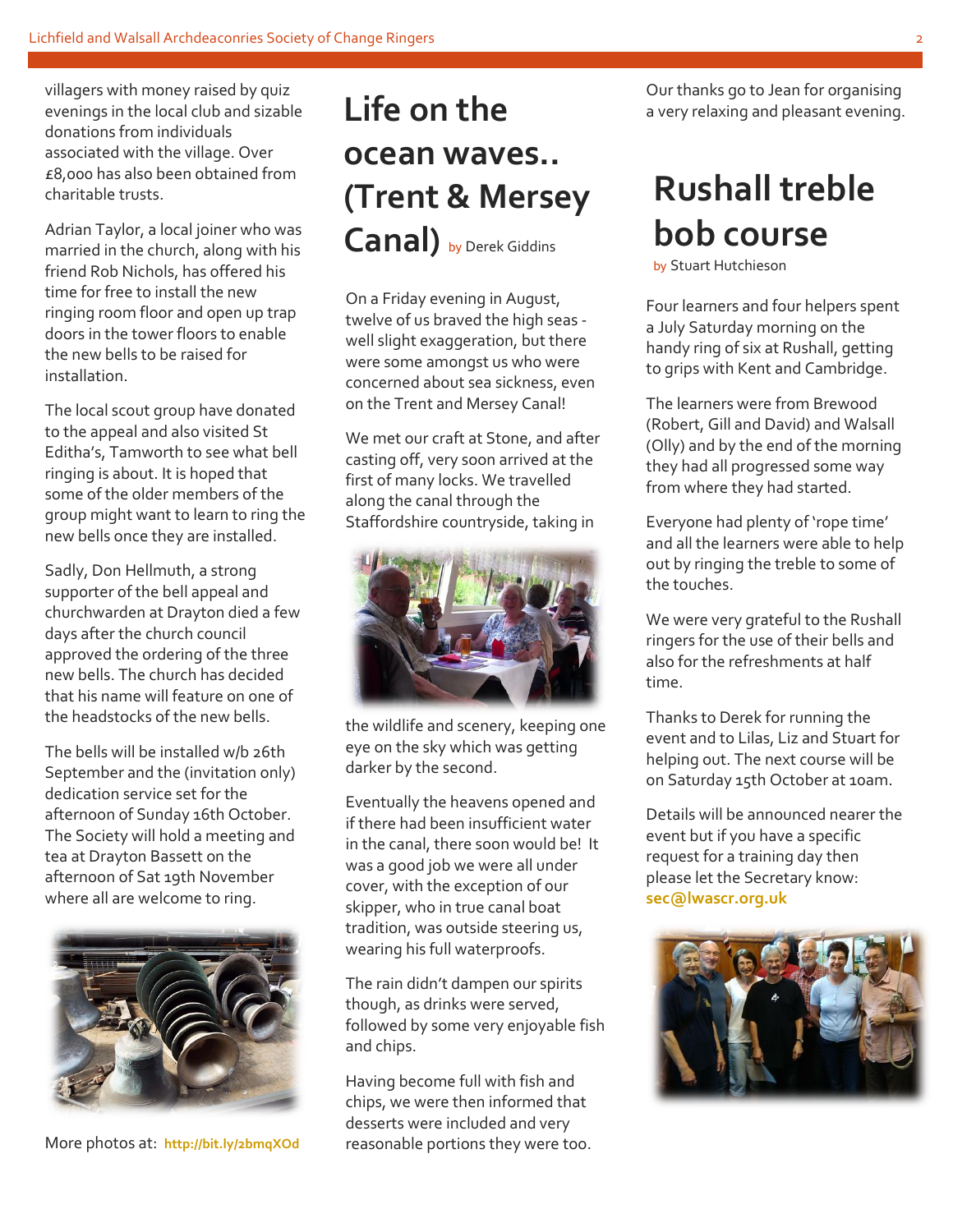villagers with money raised by quiz evenings in the local club and sizable donations from individuals associated with the village. Over £8,000 has also been obtained from charitable trusts.

Adrian Taylor, a local joiner who was married in the church, along with his friend Rob Nichols, has offered his time for free to install the new ringing room floor and open up trap doors in the tower floors to enable the new bells to be raised for installation.

The local scout group have donated to the appeal and also visited St Editha's, Tamworth to see what bell ringing is about. It is hoped that some of the older members of the group might want to learn to ring the new bells once they are installed.

Sadly, Don Hellmuth, a strong supporter of the bell appeal and churchwarden at Drayton died a few days after the church council approved the ordering of the three new bells. The church has decided that his name will feature on one of the headstocks of the new bells.

The bells will be installed w/b 26th September and the (invitation only) dedication service set for the afternoon of Sunday 16th October. The Society will hold a meeting and tea at Drayton Bassett on the afternoon of Sat 19th November where all are welcome to ring.

More photos at: **http://bit.ly/2bmqXOd**

# Life on the ocean waves.. (Trent & Mersey Canal)

by Derek Giddins

On a Friday evening in August, twelve of us braved the high seas - well slight exaggeration, but there were some amongst us who were concerned about sea sickness, even on the Trent and Mersey Canal!

We met our craft at Stone, and after casting off, very soon arrived at the first of many locks. We travelled along the canal through the Staffordshire countryside, taking in the wildlife and scenery, keeping one eye on the sky which was getting darker by the second.

Eventually the heavens opened and if there had been insufficient water in the canal, there soon would be! It was a good job we were all under cover, with the exception of our skipper, who in true canal boat tradition, was outside steering us, wearing his full waterproofs.

The rain didn't dampen our spirits though, as drinks were served, followed by some very enjoyable fish and chips.

Having become full with fish and chips, we were then informed that desserts were included and very reasonable portions they were too.

Our thanks go to Jean for organising a very relaxing and pleasant evening.

# Rushall treble bob course

by Stuart Hutchieson

Four learners and four helpers spent a July Saturday morning on the handy ring of six at Rushall, getting to grips with Kent and Cambridge.

The learners were from Brewood (Robert, Gill and David) and Walsall (Olly) and by the end of the morning they had all progressed some way from where they had started.

Everyone had plenty of 'rope time' and all the learners were able to help out by ringing the treble to some of the touches.

We were very grateful to the Rushall ringers for the use of their bells and also for the refreshments at half time.

Thanks to Derek for running the event and to Lilas, Liz and Stuart for helping out. The next course will be on Saturday 15th October at 10am.

Details will be announced nearer the event but if you have a specific request for a training day then please let the Secretary know: **sec@lwascr.org.uk**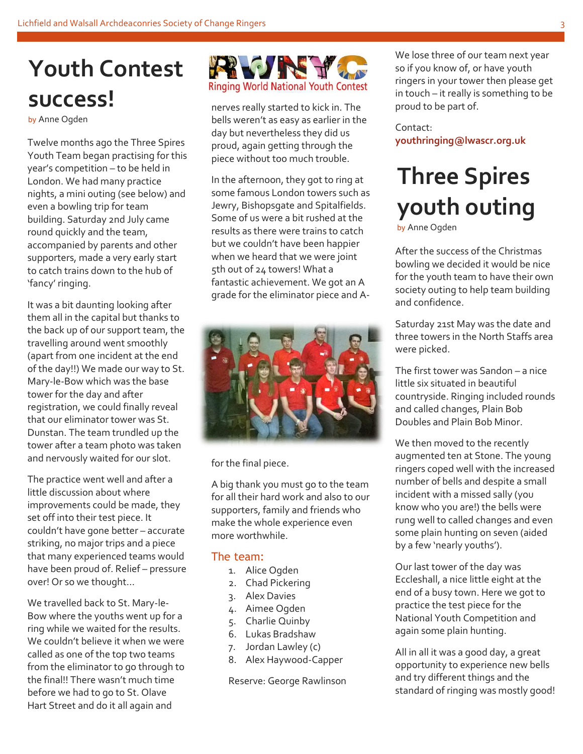# Youth Contest success!

by Anne Ogden

Twelve months ago the Three Spires Youth Team began practising for this year's competition – to be held in London. We had many practice nights, a mini outing (see below) and even a bowling trip for team building. Saturday 2nd July came round quickly and the team, accompanied by parents and other supporters, made a very early start to catch trains down to the hub of 'fancy' ringing.

It was a bit daunting looking after them all in the capital but thanks to the back up of our support team, the travelling around went smoothly (apart from one incident at the end of the day!!) We made our way to St. Mary-le-Bow which was the base tower for the day and after registration, we could finally reveal that our eliminator tower was St. Dunstan. The team trundled up the tower after a team photo was taken and nervously waited for our slot.

The practice went well and after a little discussion about where improvements could be made, they set off into their test piece. It couldn't have gone better – accurate striking, no major trips and a piece that many experienced teams would have been proud of. Relief – pressure over! Or so we thought...

We travelled back to St. Mary-le-Bow where the youths went up for a ring while we waited for the results. We couldn't believe it when we were called as one of the top two teams from the eliminator to go through to the final!! There wasn't much time before we had to go to St. Olave Hart Street and do it all again and

RWNYC
Ringing World National Youth Contest

nerves really started to kick in. The bells weren't as easy as earlier in the day but nevertheless they did us proud, again getting through the piece without too much trouble.

In the afternoon, they got to ring at some famous London towers such as Jewry, Bishopsgate and Spitalfields. Some of us were a bit rushed at the results as there were trains to catch but we couldn't have been happier when we heard that we were joint 5th out of 24 towers! What a fantastic achievement. We got an A grade for the eliminator piece and A- for the final piece.

A big thank you must go to the team for all their hard work and also to our supporters, family and friends who make the whole experience even more worthwhile.

### The team:

1. Alice Ogden
2. Chad Pickering
3. Alex Davies
4. Aimee Ogden
5. Charlie Quinby
6. Lukas Bradshaw
7. Jordan Lawley (c)
8. Alex Haywood-Capper

Reserve: George Rawlinson

We lose three of our team next year so if you know of, or have youth ringers in your tower then please get in touch – it really is something to be proud to be part of.

Contact: **youthringing@lwascr.org.uk**

# Three Spires youth outing

by Anne Ogden

After the success of the Christmas bowling we decided it would be nice for the youth team to have their own society outing to help team building and confidence.

Saturday 21st May was the date and three towers in the North Staffs area were picked.

The first tower was Sandon – a nice little six situated in beautiful countryside. Ringing included rounds and called changes, Plain Bob Doubles and Plain Bob Minor.

We then moved to the recently augmented ten at Stone. The young ringers coped well with the increased number of bells and despite a small incident with a missed sally (you know who you are!) the bells were rung well to called changes and even some plain hunting on seven (aided by a few 'nearly youths').

Our last tower of the day was Eccleshall, a nice little eight at the end of a busy town. Here we got to practice the test piece for the National Youth Competition and again some plain hunting.

All in all it was a good day, a great opportunity to experience new bells and try different things and the standard of ringing was mostly good!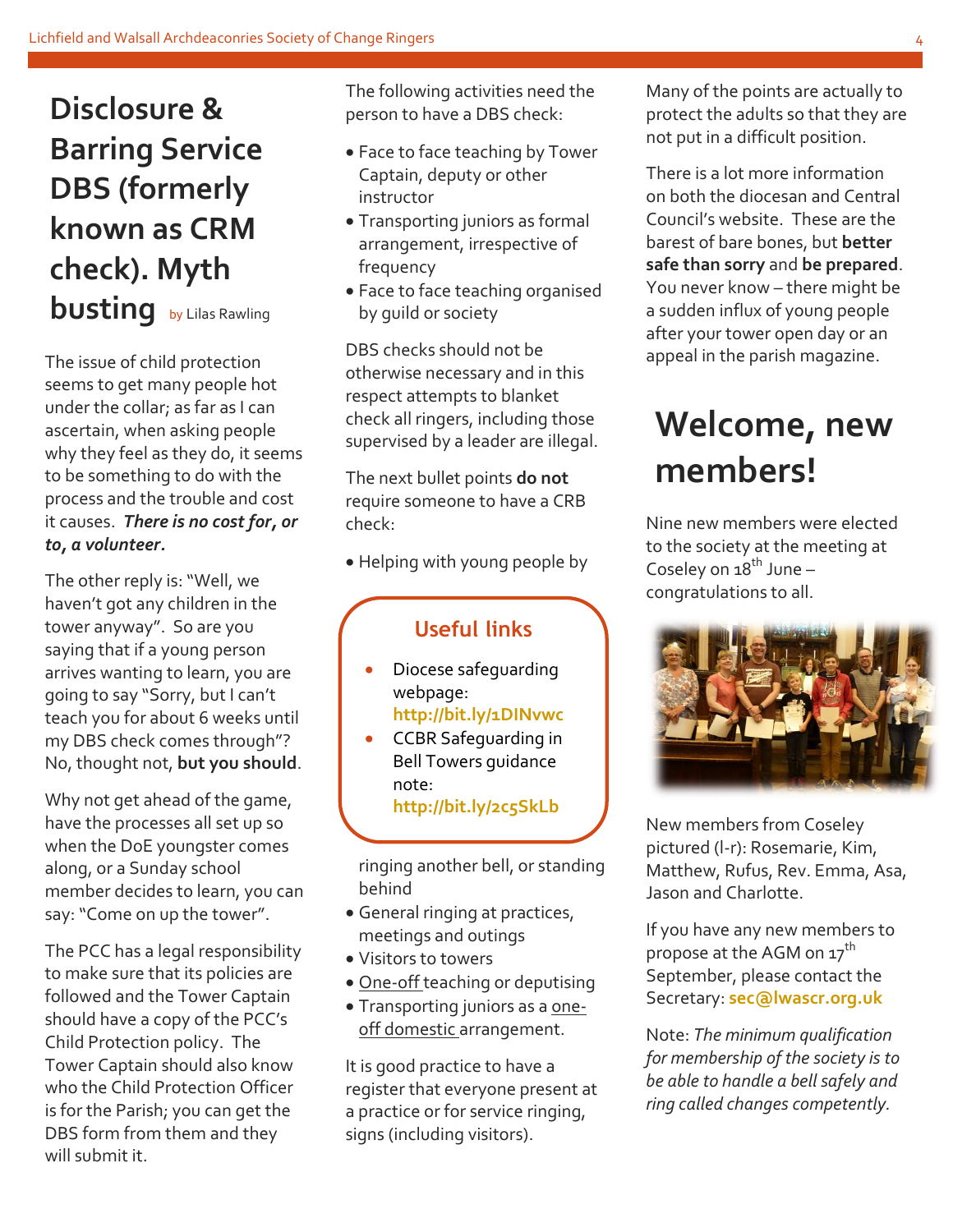# Disclosure & Barring Service DBS (formerly known as CRM check). Myth busting

by Lilas Rawling

The issue of child protection seems to get many people hot under the collar; as far as I can ascertain, when asking people why they feel as they do, it seems to be something to do with the process and the trouble and cost it causes. ***There is no cost for, or to, a volunteer.***

The other reply is: "Well, we haven't got any children in the tower anyway". So are you saying that if a young person arrives wanting to learn, you are going to say "Sorry, but I can't teach you for about 6 weeks until my DBS check comes through"? No, thought not, **but you should**.

Why not get ahead of the game, have the processes all set up so when the DoE youngster comes along, or a Sunday school member decides to learn, you can say: "Come on up the tower".

The PCC has a legal responsibility to make sure that its policies are followed and the Tower Captain should have a copy of the PCC's Child Protection policy. The Tower Captain should also know who the Child Protection Officer is for the Parish; you can get the DBS form from them and they will submit it.

The following activities need the person to have a DBS check:

- Face to face teaching by Tower Captain, deputy or other instructor
- Transporting juniors as formal arrangement, irrespective of frequency
- Face to face teaching organised by guild or society

DBS checks should not be otherwise necessary and in this respect attempts to blanket check all ringers, including those supervised by a leader are illegal.

The next bullet points **do not** require someone to have a CRB check:

- Helping with young people by ringing another bell, or standing behind
- General ringing at practices, meetings and outings
- Visitors to towers
- One-off teaching or deputising
- Transporting juniors as a one-off domestic arrangement.

It is good practice to have a register that everyone present at a practice or for service ringing, signs (including visitors).

Many of the points are actually to protect the adults so that they are not put in a difficult position.

There is a lot more information on both the diocesan and Central Council's website. These are the barest of bare bones, but **better safe than sorry** and **be prepared**. You never know – there might be a sudden influx of young people after your tower open day or an appeal in the parish magazine.

### Useful links

- Diocese safeguarding webpage: **http://bit.ly/1DINvwc**
- CCBR Safeguarding in Bell Towers guidance note: **http://bit.ly/2c5SkLb**

# Welcome, new members!

Nine new members were elected to the society at the meeting at Coseley on 18th June – congratulations to all.

New members from Coseley pictured (l-r): Rosemarie, Kim, Matthew, Rufus, Rev. Emma, Asa, Jason and Charlotte.

If you have any new members to propose at the AGM on 17th September, please contact the Secretary: **sec@lwascr.org.uk**

Note: *The minimum qualification for membership of the society is to be able to handle a bell safely and ring called changes competently.*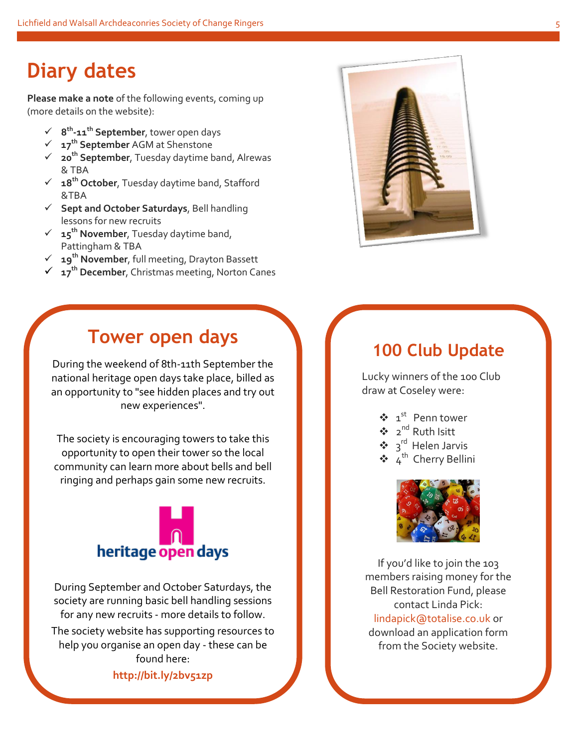# Diary dates

**Please make a note** of the following events, coming up (more details on the website):

- ✓ **8th-11th September**, tower open days
- ✓ **17th September** AGM at Shenstone
- ✓ **20th September**, Tuesday daytime band, Alrewas & TBA
- ✓ **18th October**, Tuesday daytime band, Stafford &TBA
- ✓ **Sept and October Saturdays**, Bell handling lessons for new recruits
- ✓ **15th November**, Tuesday daytime band, Pattingham & TBA
- ✓ **19th November**, full meeting, Drayton Bassett
- ✓ **17th December**, Christmas meeting, Norton Canes

## Tower open days

During the weekend of 8th-11th September the national heritage open days take place, billed as an opportunity to "see hidden places and try out new experiences".

The society is encouraging towers to take this opportunity to open their tower so the local community can learn more about bells and bell ringing and perhaps gain some new recruits.

heritage open days

During September and October Saturdays, the society are running basic bell handling sessions for any new recruits - more details to follow.

The society website has supporting resources to help you organise an open day - these can be found here:

**http://bit.ly/2bv51zp**

## 100 Club Update

Lucky winners of the 100 Club draw at Coseley were:

- 1st Penn tower
- 2nd Ruth Isitt
- 3rd Helen Jarvis
- 4th Cherry Bellini

If you'd like to join the 103 members raising money for the Bell Restoration Fund, please contact Linda Pick: lindapick@totalise.co.uk or download an application form from the Society website.